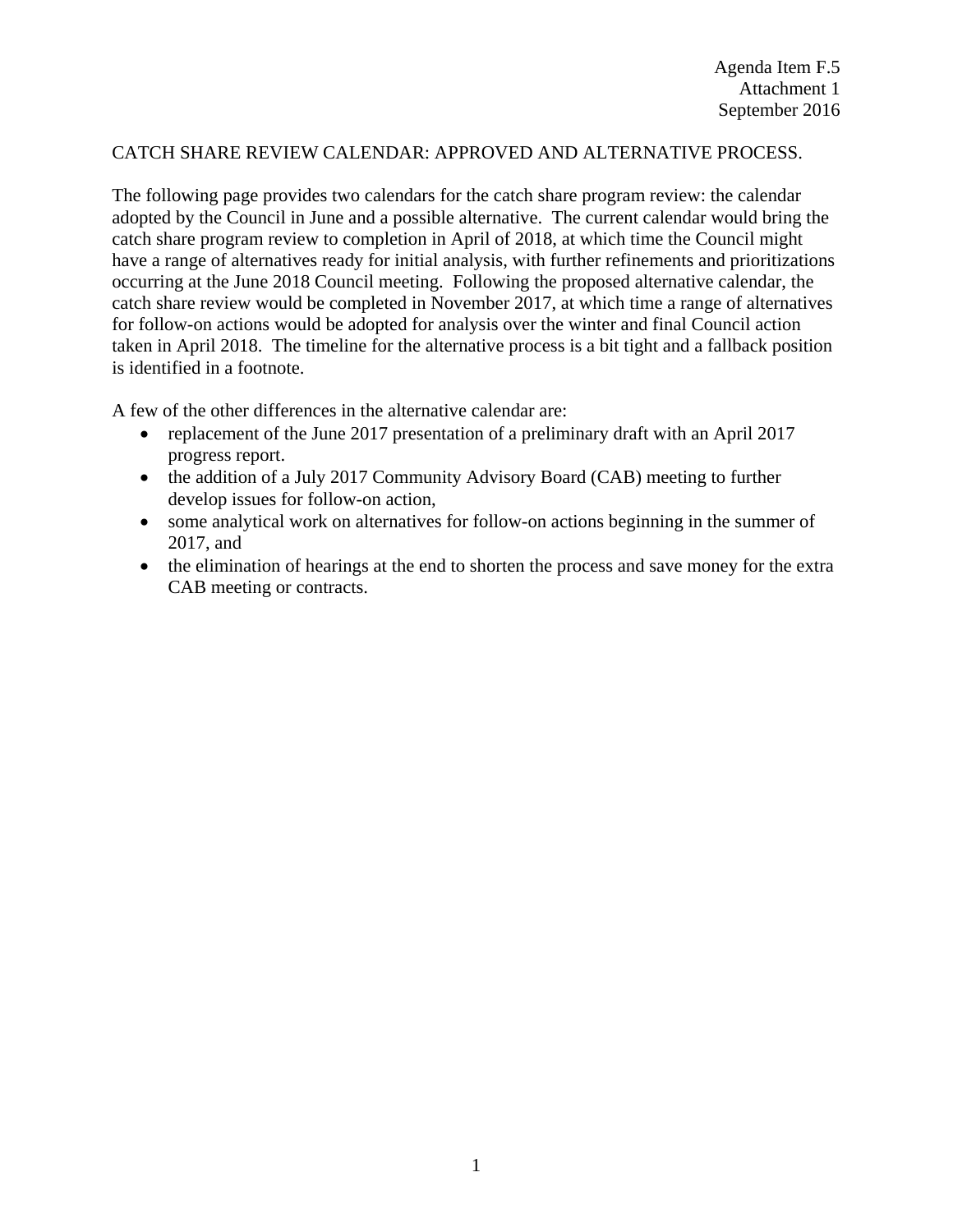Agenda Item F.5
Attachment 1
September 2016

CATCH SHARE REVIEW CALENDAR: APPROVED AND ALTERNATIVE PROCESS.

The following page provides two calendars for the catch share program review: the calendar adopted by the Council in June and a possible alternative. The current calendar would bring the catch share program review to completion in April of 2018, at which time the Council might have a range of alternatives ready for initial analysis, with further refinements and prioritizations occurring at the June 2018 Council meeting. Following the proposed alternative calendar, the catch share review would be completed in November 2017, at which time a range of alternatives for follow-on actions would be adopted for analysis over the winter and final Council action taken in April 2018. The timeline for the alternative process is a bit tight and a fallback position is identified in a footnote.

A few of the other differences in the alternative calendar are:

- replacement of the June 2017 presentation of a preliminary draft with an April 2017 progress report.
- the addition of a July 2017 Community Advisory Board (CAB) meeting to further develop issues for follow-on action,
- some analytical work on alternatives for follow-on actions beginning in the summer of 2017, and
- the elimination of hearings at the end to shorten the process and save money for the extra CAB meeting or contracts.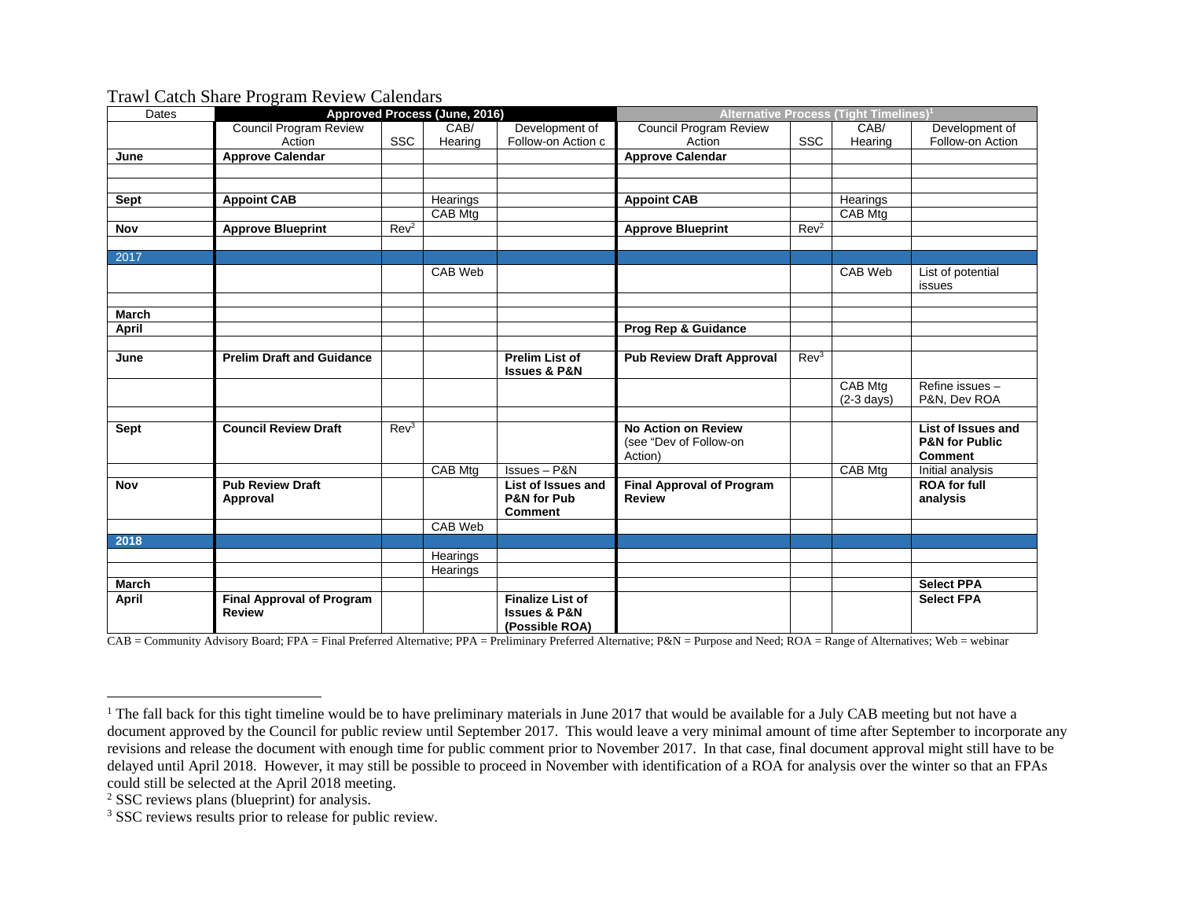# Trawl Catch Share Program Review Calendars

| Dates | Approved Process (June, 2016) | | | | Alternative Process (Tight Timelines)[1] | | | |
|---|---|---|---|---|---|---|---|---|
| | Council Program Review Action | SSC | CAB/ Hearing | Development of Follow-on Action c | Council Program Review Action | SSC | CAB/ Hearing | Development of Follow-on Action |
| **June** | **Approve Calendar** | | | | **Approve Calendar** | | | |
| | | | | | | | | |
| | | | | | | | | |
| **Sept** | **Appoint CAB** | | Hearings | | **Appoint CAB** | | Hearings | |
| | | | CAB Mtg | | | | CAB Mtg | |
| **Nov** | **Approve Blueprint** | Rev[2] | | | **Approve Blueprint** | Rev[2] | | |
| | | | | | | | | |
| 2017 | | | | | | | | |
| | | | CAB Web | | | | CAB Web | List of potential issues |
| | | | | | | | | |
| **March** | | | | | | | | |
| **April** | | | | | **Prog Rep & Guidance** | | | |
| | | | | | | | | |
| **June** | **Prelim Draft and Guidance** | | | **Prelim List of Issues & P&N** | **Pub Review Draft Approval** | Rev[3] | | |
| | | | | | | | CAB Mtg (2-3 days) | Refine issues – P&N, Dev ROA |
| | | | | | | | | |
| **Sept** | **Council Review Draft** | Rev[3] | | | **No Action on Review** (see "Dev of Follow-on Action) | | | **List of Issues and P&N for Public Comment** |
| | | | CAB Mtg | Issues – P&N | | | CAB Mtg | Initial analysis |
| **Nov** | **Pub Review Draft Approval** | | | **List of Issues and P&N for Pub Comment** | **Final Approval of Program Review** | | | **ROA for full analysis** |
| | | | CAB Web | | | | | |
| **2018** | | | | | | | | |
| | | | Hearings | | | | | |
| | | | Hearings | | | | | |
| **March** | | | | | | | | **Select PPA** |
| **April** | **Final Approval of Program Review** | | | **Finalize List of Issues & P&N (Possible ROA)** | | | | **Select FPA** |

CAB = Community Advisory Board; FPA = Final Preferred Alternative; PPA = Preliminary Preferred Alternative; P&N = Purpose and Need; ROA = Range of Alternatives; Web = webinar

---

[1] The fall back for this tight timeline would be to have preliminary materials in June 2017 that would be available for a July CAB meeting but not have a document approved by the Council for public review until September 2017. This would leave a very minimal amount of time after September to incorporate any revisions and release the document with enough time for public comment prior to November 2017. In that case, final document approval might still have to be delayed until April 2018. However, it may still be possible to proceed in November with identification of a ROA for analysis over the winter so that an FPAs could still be selected at the April 2018 meeting.

[2] SSC reviews plans (blueprint) for analysis.

[3] SSC reviews results prior to release for public review.